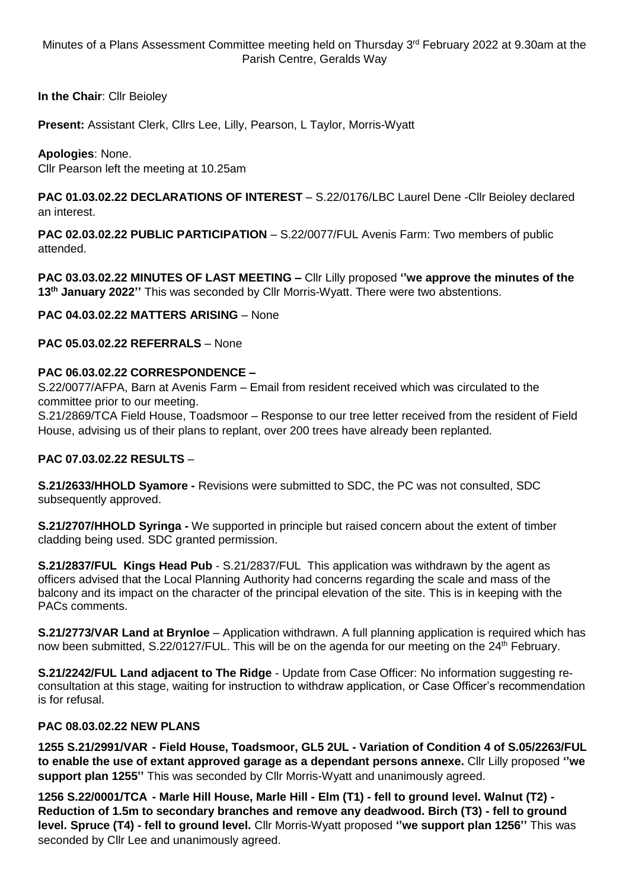Minutes of a Plans Assessment Committee meeting held on Thursday 3rd February 2022 at 9.30am at the Parish Centre, Geralds Way

**In the Chair**: Cllr Beioley

**Present:** Assistant Clerk, Cllrs Lee, Lilly, Pearson, L Taylor, Morris-Wyatt

**Apologies**: None.
Cllr Pearson left the meeting at 10.25am

**PAC 01.03.02.22 DECLARATIONS OF INTEREST** – S.22/0176/LBC Laurel Dene -Cllr Beioley declared an interest.

**PAC 02.03.02.22 PUBLIC PARTICIPATION** – S.22/0077/FUL Avenis Farm: Two members of public attended.

**PAC 03.03.02.22 MINUTES OF LAST MEETING –** Cllr Lilly proposed **''we approve the minutes of the 13th January 2022''** This was seconded by Cllr Morris-Wyatt. There were two abstentions.

**PAC 04.03.02.22 MATTERS ARISING** – None

**PAC 05.03.02.22 REFERRALS** – None

**PAC 06.03.02.22 CORRESPONDENCE –**

S.22/0077/AFPA, Barn at Avenis Farm – Email from resident received which was circulated to the committee prior to our meeting.
S.21/2869/TCA Field House, Toadsmoor – Response to our tree letter received from the resident of Field House, advising us of their plans to replant, over 200 trees have already been replanted.

**PAC 07.03.02.22 RESULTS** –

**S.21/2633/HHOLD Syamore -** Revisions were submitted to SDC, the PC was not consulted, SDC subsequently approved.

**S.21/2707/HHOLD Syringa -** We supported in principle but raised concern about the extent of timber cladding being used. SDC granted permission.

**S.21/2837/FUL Kings Head Pub** - S.21/2837/FUL This application was withdrawn by the agent as officers advised that the Local Planning Authority had concerns regarding the scale and mass of the balcony and its impact on the character of the principal elevation of the site. This is in keeping with the PACs comments.

**S.21/2773/VAR Land at Brynloe** – Application withdrawn. A full planning application is required which has now been submitted, S.22/0127/FUL. This will be on the agenda for our meeting on the 24th February.

**S.21/2242/FUL Land adjacent to The Ridge** - Update from Case Officer: No information suggesting re-consultation at this stage, waiting for instruction to withdraw application, or Case Officer's recommendation is for refusal.

**PAC 08.03.02.22 NEW PLANS**

**1255 S.21/2991/VAR - Field House, Toadsmoor, GL5 2UL - Variation of Condition 4 of S.05/2263/FUL to enable the use of extant approved garage as a dependant persons annexe.** Cllr Lilly proposed **''we support plan 1255''** This was seconded by Cllr Morris-Wyatt and unanimously agreed.

**1256 S.22/0001/TCA - Marle Hill House, Marle Hill - Elm (T1) - fell to ground level. Walnut (T2) - Reduction of 1.5m to secondary branches and remove any deadwood. Birch (T3) - fell to ground level. Spruce (T4) - fell to ground level.** Cllr Morris-Wyatt proposed **''we support plan 1256''** This was seconded by Cllr Lee and unanimously agreed.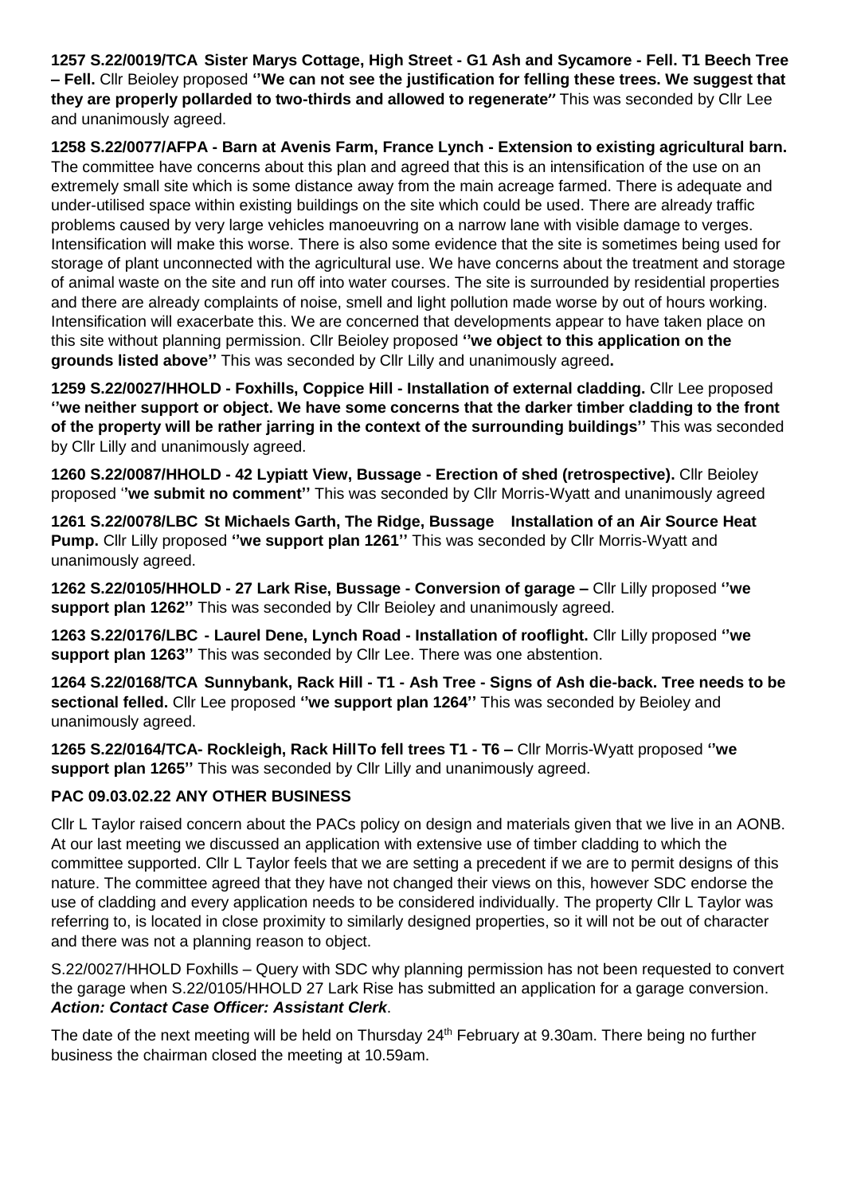**1257 S.22/0019/TCA Sister Marys Cottage, High Street - G1 Ash and Sycamore - Fell. T1 Beech Tree – Fell.** Cllr Beioley proposed **''We can not see the justification for felling these trees. We suggest that they are properly pollarded to two-thirds and allowed to regenerate''** This was seconded by Cllr Lee and unanimously agreed.

**1258 S.22/0077/AFPA - Barn at Avenis Farm, France Lynch - Extension to existing agricultural barn.** The committee have concerns about this plan and agreed that this is an intensification of the use on an extremely small site which is some distance away from the main acreage farmed. There is adequate and under-utilised space within existing buildings on the site which could be used. There are already traffic problems caused by very large vehicles manoeuvring on a narrow lane with visible damage to verges. Intensification will make this worse. There is also some evidence that the site is sometimes being used for storage of plant unconnected with the agricultural use. We have concerns about the treatment and storage of animal waste on the site and run off into water courses. The site is surrounded by residential properties and there are already complaints of noise, smell and light pollution made worse by out of hours working. Intensification will exacerbate this. We are concerned that developments appear to have taken place on this site without planning permission. Cllr Beioley proposed **''we object to this application on the grounds listed above''** This was seconded by Cllr Lilly and unanimously agreed**.**

**1259 S.22/0027/HHOLD - Foxhills, Coppice Hill - Installation of external cladding.** Cllr Lee proposed **''we neither support or object. We have some concerns that the darker timber cladding to the front of the property will be rather jarring in the context of the surrounding buildings''** This was seconded by Cllr Lilly and unanimously agreed.

**1260 S.22/0087/HHOLD - 42 Lypiatt View, Bussage - Erection of shed (retrospective).** Cllr Beioley proposed **''we submit no comment''** This was seconded by Cllr Morris-Wyatt and unanimously agreed

**1261 S.22/0078/LBC St Michaels Garth, The Ridge, Bussage Installation of an Air Source Heat Pump.** Cllr Lilly proposed **''we support plan 1261''** This was seconded by Cllr Morris-Wyatt and unanimously agreed.

**1262 S.22/0105/HHOLD - 27 Lark Rise, Bussage - Conversion of garage –** Cllr Lilly proposed **''we support plan 1262''** This was seconded by Cllr Beioley and unanimously agreed.

**1263 S.22/0176/LBC - Laurel Dene, Lynch Road - Installation of rooflight.** Cllr Lilly proposed **''we support plan 1263''** This was seconded by Cllr Lee. There was one abstention.

**1264 S.22/0168/TCA Sunnybank, Rack Hill - T1 - Ash Tree - Signs of Ash die-back. Tree needs to be sectional felled.** Cllr Lee proposed **''we support plan 1264''** This was seconded by Beioley and unanimously agreed.

**1265 S.22/0164/TCA- Rockleigh, Rack HillTo fell trees T1 - T6 –** Cllr Morris-Wyatt proposed **''we support plan 1265''** This was seconded by Cllr Lilly and unanimously agreed.

**PAC 09.03.02.22 ANY OTHER BUSINESS**

Cllr L Taylor raised concern about the PACs policy on design and materials given that we live in an AONB. At our last meeting we discussed an application with extensive use of timber cladding to which the committee supported. Cllr L Taylor feels that we are setting a precedent if we are to permit designs of this nature. The committee agreed that they have not changed their views on this, however SDC endorse the use of cladding and every application needs to be considered individually. The property Cllr L Taylor was referring to, is located in close proximity to similarly designed properties, so it will not be out of character and there was not a planning reason to object.

S.22/0027/HHOLD Foxhills – Query with SDC why planning permission has not been requested to convert the garage when S.22/0105/HHOLD 27 Lark Rise has submitted an application for a garage conversion. ***Action: Contact Case Officer: Assistant Clerk***.

The date of the next meeting will be held on Thursday 24th February at 9.30am. There being no further business the chairman closed the meeting at 10.59am.